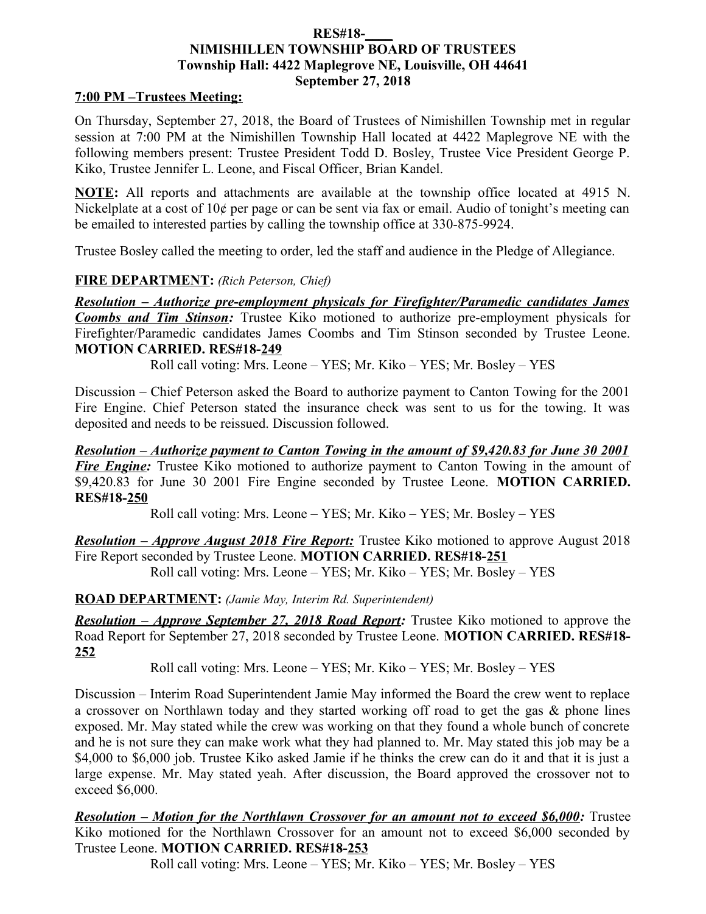**RES#18-____**
**NIMISHILLEN TOWNSHIP BOARD OF TRUSTEES**
**Township Hall: 4422 Maplegrove NE, Louisville, OH 44641**
**September 27, 2018**

**7:00 PM –Trustees Meeting:**

On Thursday, September 27, 2018, the Board of Trustees of Nimishillen Township met in regular session at 7:00 PM at the Nimishillen Township Hall located at 4422 Maplegrove NE with the following members present: Trustee President Todd D. Bosley, Trustee Vice President George P. Kiko, Trustee Jennifer L. Leone, and Fiscal Officer, Brian Kandel.

**NOTE:** All reports and attachments are available at the township office located at 4915 N. Nickelplate at a cost of 10¢ per page or can be sent via fax or email. Audio of tonight's meeting can be emailed to interested parties by calling the township office at 330-875-9924.

Trustee Bosley called the meeting to order, led the staff and audience in the Pledge of Allegiance.

**FIRE DEPARTMENT:** *(Rich Peterson, Chief)*

***Resolution – Authorize pre-employment physicals for Firefighter/Paramedic candidates James Coombs and Tim Stinson:*** Trustee Kiko motioned to authorize pre-employment physicals for Firefighter/Paramedic candidates James Coombs and Tim Stinson seconded by Trustee Leone. **MOTION CARRIED. RES#18-249**

Roll call voting: Mrs. Leone – YES; Mr. Kiko – YES; Mr. Bosley – YES

Discussion – Chief Peterson asked the Board to authorize payment to Canton Towing for the 2001 Fire Engine. Chief Peterson stated the insurance check was sent to us for the towing. It was deposited and needs to be reissued. Discussion followed.

***Resolution – Authorize payment to Canton Towing in the amount of $9,420.83 for June 30 2001 Fire Engine:*** Trustee Kiko motioned to authorize payment to Canton Towing in the amount of $9,420.83 for June 30 2001 Fire Engine seconded by Trustee Leone. **MOTION CARRIED. RES#18-250**

Roll call voting: Mrs. Leone – YES; Mr. Kiko – YES; Mr. Bosley – YES

***Resolution – Approve August 2018 Fire Report:*** Trustee Kiko motioned to approve August 2018 Fire Report seconded by Trustee Leone. **MOTION CARRIED. RES#18-251**

Roll call voting: Mrs. Leone – YES; Mr. Kiko – YES; Mr. Bosley – YES

**ROAD DEPARTMENT:** *(Jamie May, Interim Rd. Superintendent)*

***Resolution – Approve September 27, 2018 Road Report:*** Trustee Kiko motioned to approve the Road Report for September 27, 2018 seconded by Trustee Leone. **MOTION CARRIED. RES#18-252**

Roll call voting: Mrs. Leone – YES; Mr. Kiko – YES; Mr. Bosley – YES

Discussion – Interim Road Superintendent Jamie May informed the Board the crew went to replace a crossover on Northlawn today and they started working off road to get the gas & phone lines exposed. Mr. May stated while the crew was working on that they found a whole bunch of concrete and he is not sure they can make work what they had planned to. Mr. May stated this job may be a $4,000 to $6,000 job. Trustee Kiko asked Jamie if he thinks the crew can do it and that it is just a large expense. Mr. May stated yeah. After discussion, the Board approved the crossover not to exceed $6,000.

***Resolution – Motion for the Northlawn Crossover for an amount not to exceed $6,000:*** Trustee Kiko motioned for the Northlawn Crossover for an amount not to exceed $6,000 seconded by Trustee Leone. **MOTION CARRIED. RES#18-253**

Roll call voting: Mrs. Leone – YES; Mr. Kiko – YES; Mr. Bosley – YES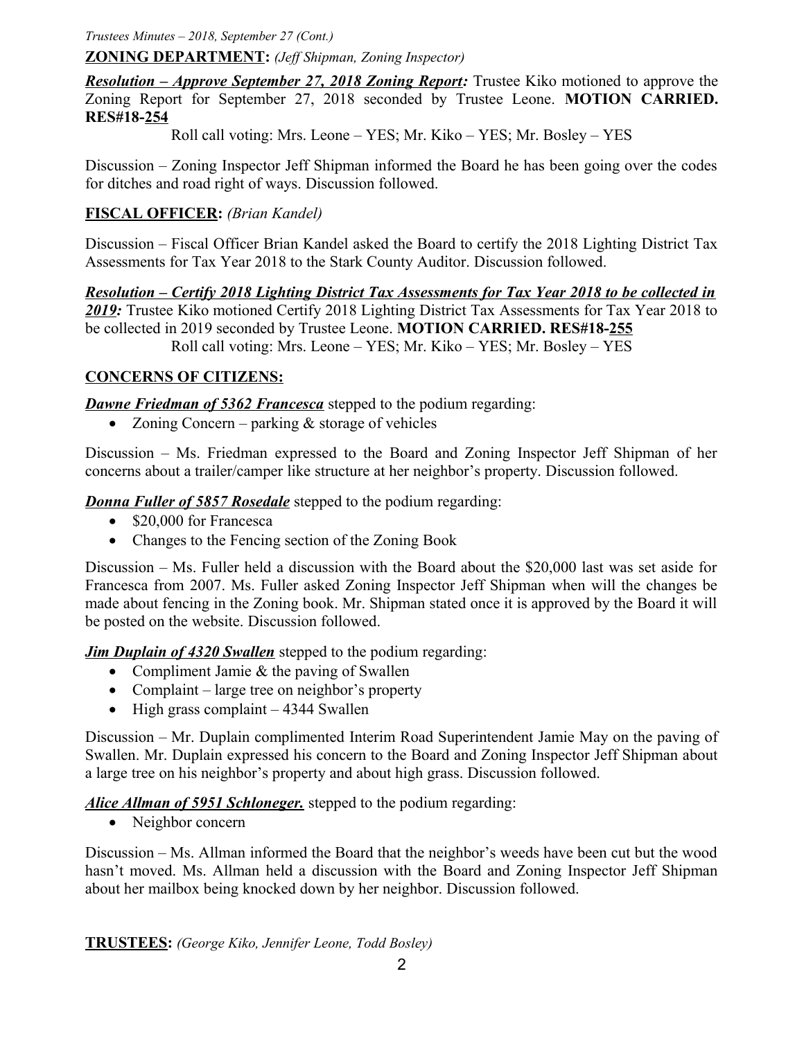**ZONING DEPARTMENT:** *(Jeff Shipman, Zoning Inspector)*

***Resolution – Approve September 27, 2018 Zoning Report:*** Trustee Kiko motioned to approve the Zoning Report for September 27, 2018 seconded by Trustee Leone. **MOTION CARRIED. RES#18-254**

Roll call voting: Mrs. Leone – YES; Mr. Kiko – YES; Mr. Bosley – YES

Discussion – Zoning Inspector Jeff Shipman informed the Board he has been going over the codes for ditches and road right of ways. Discussion followed.

**FISCAL OFFICER:** *(Brian Kandel)*

Discussion – Fiscal Officer Brian Kandel asked the Board to certify the 2018 Lighting District Tax Assessments for Tax Year 2018 to the Stark County Auditor. Discussion followed.

***Resolution – Certify 2018 Lighting District Tax Assessments for Tax Year 2018 to be collected in 2019:*** Trustee Kiko motioned Certify 2018 Lighting District Tax Assessments for Tax Year 2018 to be collected in 2019 seconded by Trustee Leone. **MOTION CARRIED. RES#18-255**

Roll call voting: Mrs. Leone – YES; Mr. Kiko – YES; Mr. Bosley – YES

**CONCERNS OF CITIZENS:**

***Dawne Friedman of 5362 Francesca*** stepped to the podium regarding:

- Zoning Concern – parking & storage of vehicles

Discussion – Ms. Friedman expressed to the Board and Zoning Inspector Jeff Shipman of her concerns about a trailer/camper like structure at her neighbor's property. Discussion followed.

***Donna Fuller of 5857 Rosedale*** stepped to the podium regarding:

- $20,000 for Francesca
- Changes to the Fencing section of the Zoning Book

Discussion – Ms. Fuller held a discussion with the Board about the $20,000 last was set aside for Francesca from 2007. Ms. Fuller asked Zoning Inspector Jeff Shipman when will the changes be made about fencing in the Zoning book. Mr. Shipman stated once it is approved by the Board it will be posted on the website. Discussion followed.

***Jim Duplain of 4320 Swallen*** stepped to the podium regarding:

- Compliment Jamie & the paving of Swallen
- Complaint – large tree on neighbor's property
- High grass complaint – 4344 Swallen

Discussion – Mr. Duplain complimented Interim Road Superintendent Jamie May on the paving of Swallen. Mr. Duplain expressed his concern to the Board and Zoning Inspector Jeff Shipman about a large tree on his neighbor's property and about high grass. Discussion followed.

***Alice Allman of 5951 Schloneger.*** stepped to the podium regarding:

- Neighbor concern

Discussion – Ms. Allman informed the Board that the neighbor's weeds have been cut but the wood hasn't moved. Ms. Allman held a discussion with the Board and Zoning Inspector Jeff Shipman about her mailbox being knocked down by her neighbor. Discussion followed.

**TRUSTEES:** *(George Kiko, Jennifer Leone, Todd Bosley)*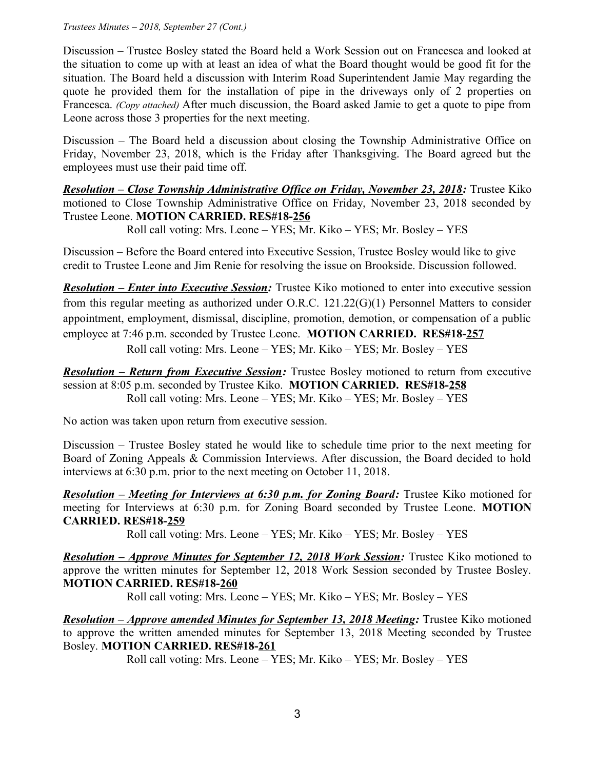Discussion – Trustee Bosley stated the Board held a Work Session out on Francesca and looked at the situation to come up with at least an idea of what the Board thought would be good fit for the situation. The Board held a discussion with Interim Road Superintendent Jamie May regarding the quote he provided them for the installation of pipe in the driveways only of 2 properties on Francesca. *(Copy attached)* After much discussion, the Board asked Jamie to get a quote to pipe from Leone across those 3 properties for the next meeting.

Discussion – The Board held a discussion about closing the Township Administrative Office on Friday, November 23, 2018, which is the Friday after Thanksgiving. The Board agreed but the employees must use their paid time off.

***Resolution – Close Township Administrative Office on Friday, November 23, 2018:*** Trustee Kiko motioned to Close Township Administrative Office on Friday, November 23, 2018 seconded by Trustee Leone. **MOTION CARRIED. RES#18-256**

Roll call voting: Mrs. Leone – YES; Mr. Kiko – YES; Mr. Bosley – YES

Discussion – Before the Board entered into Executive Session, Trustee Bosley would like to give credit to Trustee Leone and Jim Renie for resolving the issue on Brookside. Discussion followed.

***Resolution – Enter into Executive Session:*** Trustee Kiko motioned to enter into executive session from this regular meeting as authorized under O.R.C. 121.22(G)(1) Personnel Matters to consider appointment, employment, dismissal, discipline, promotion, demotion, or compensation of a public employee at 7:46 p.m. seconded by Trustee Leone. **MOTION CARRIED. RES#18-257**

Roll call voting: Mrs. Leone – YES; Mr. Kiko – YES; Mr. Bosley – YES

***Resolution – Return from Executive Session:*** Trustee Bosley motioned to return from executive session at 8:05 p.m. seconded by Trustee Kiko. **MOTION CARRIED. RES#18-258**

Roll call voting: Mrs. Leone – YES; Mr. Kiko – YES; Mr. Bosley – YES

No action was taken upon return from executive session.

Discussion – Trustee Bosley stated he would like to schedule time prior to the next meeting for Board of Zoning Appeals & Commission Interviews. After discussion, the Board decided to hold interviews at 6:30 p.m. prior to the next meeting on October 11, 2018.

***Resolution – Meeting for Interviews at 6:30 p.m. for Zoning Board:*** Trustee Kiko motioned for meeting for Interviews at 6:30 p.m. for Zoning Board seconded by Trustee Leone. **MOTION CARRIED. RES#18-259**

Roll call voting: Mrs. Leone – YES; Mr. Kiko – YES; Mr. Bosley – YES

***Resolution – Approve Minutes for September 12, 2018 Work Session:*** Trustee Kiko motioned to approve the written minutes for September 12, 2018 Work Session seconded by Trustee Bosley. **MOTION CARRIED. RES#18-260**

Roll call voting: Mrs. Leone – YES; Mr. Kiko – YES; Mr. Bosley – YES

***Resolution – Approve amended Minutes for September 13, 2018 Meeting:*** Trustee Kiko motioned to approve the written amended minutes for September 13, 2018 Meeting seconded by Trustee Bosley. **MOTION CARRIED. RES#18-261**

Roll call voting: Mrs. Leone – YES; Mr. Kiko – YES; Mr. Bosley – YES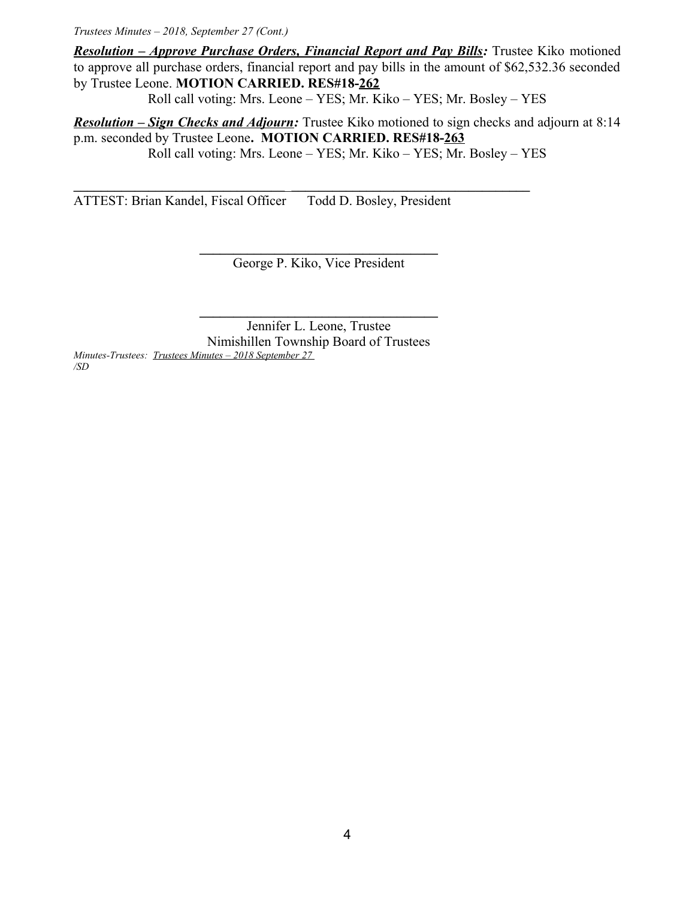***Resolution – Approve Purchase Orders, Financial Report and Pay Bills:*** Trustee Kiko motioned to approve all purchase orders, financial report and pay bills in the amount of $62,532.36 seconded by Trustee Leone. **MOTION CARRIED. RES#18-262**

Roll call voting: Mrs. Leone – YES; Mr. Kiko – YES; Mr. Bosley – YES

***Resolution – Sign Checks and Adjourn:*** Trustee Kiko motioned to sign checks and adjourn at 8:14 p.m. seconded by Trustee Leone**. MOTION CARRIED. RES#18-263**

Roll call voting: Mrs. Leone – YES; Mr. Kiko – YES; Mr. Bosley – YES

________________________________ ____________________________________

ATTEST: Brian Kandel, Fiscal Officer Todd D. Bosley, President

____________________________________

George P. Kiko, Vice President

____________________________________

Jennifer L. Leone, Trustee

Nimishillen Township Board of Trustees

*Minutes-Trustees: Trustees Minutes – 2018 September 27*

*/SD*